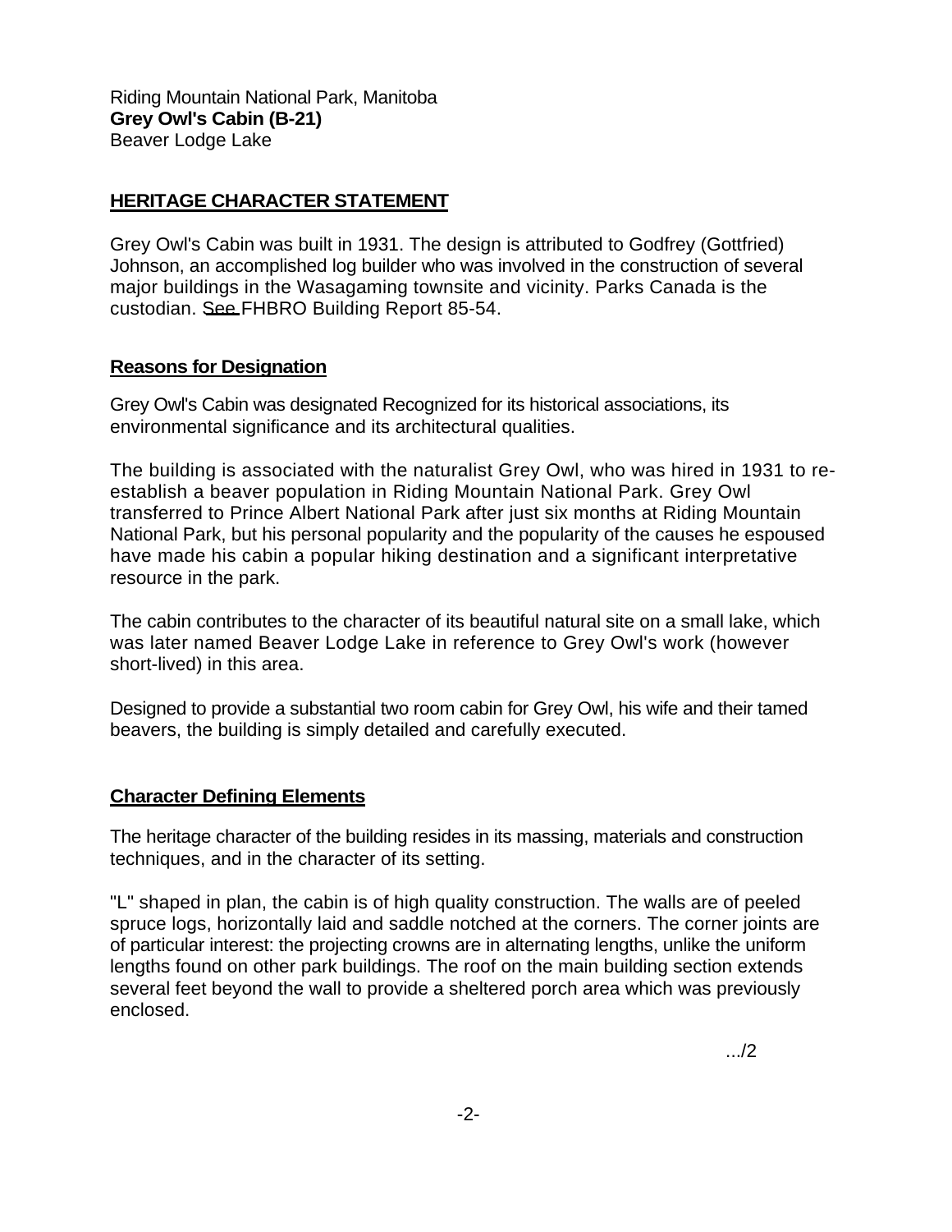Riding Mountain National Park, Manitoba
**Grey Owl's Cabin (B-21)**
Beaver Lodge Lake

## HERITAGE CHARACTER STATEMENT

Grey Owl's Cabin was built in 1931. The design is attributed to Godfrey (Gottfried) Johnson, an accomplished log builder who was involved in the construction of several major buildings in the Wasagaming townsite and vicinity. Parks Canada is the custodian. See FHBRO Building Report 85-54.

### Reasons for Designation

Grey Owl's Cabin was designated Recognized for its historical associations, its environmental significance and its architectural qualities.

The building is associated with the naturalist Grey Owl, who was hired in 1931 to re-establish a beaver population in Riding Mountain National Park. Grey Owl transferred to Prince Albert National Park after just six months at Riding Mountain National Park, but his personal popularity and the popularity of the causes he espoused have made his cabin a popular hiking destination and a significant interpretative resource in the park.

The cabin contributes to the character of its beautiful natural site on a small lake, which was later named Beaver Lodge Lake in reference to Grey Owl's work (however short-lived) in this area.

Designed to provide a substantial two room cabin for Grey Owl, his wife and their tamed beavers, the building is simply detailed and carefully executed.

### Character Defining Elements

The heritage character of the building resides in its massing, materials and construction techniques, and in the character of its setting.

"L" shaped in plan, the cabin is of high quality construction. The walls are of peeled spruce logs, horizontally laid and saddle notched at the corners. The corner joints are of particular interest: the projecting crowns are in alternating lengths, unlike the uniform lengths found on other park buildings. The roof on the main building section extends several feet beyond the wall to provide a sheltered porch area which was previously enclosed.

.../2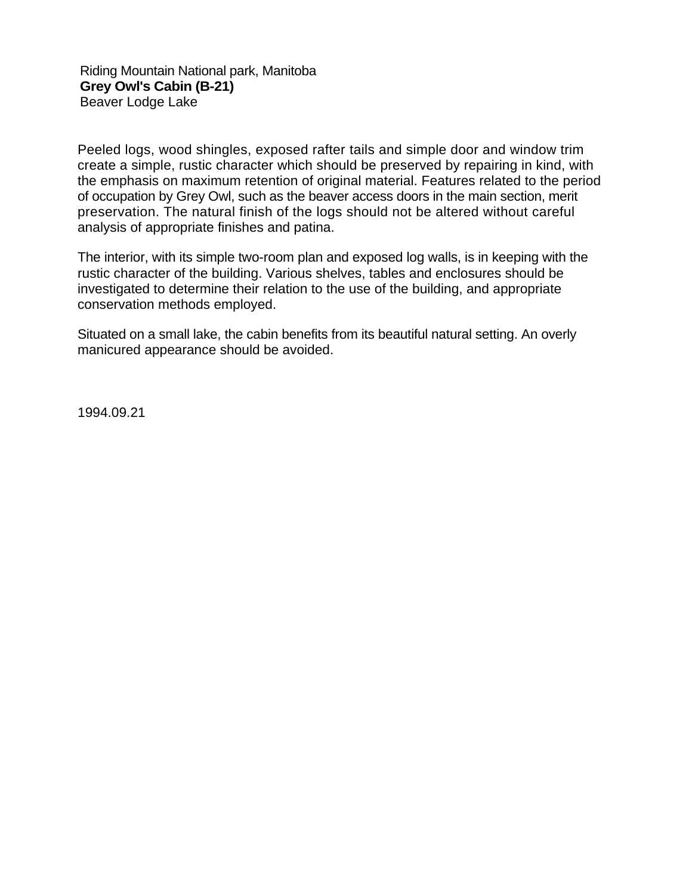Riding Mountain National park, Manitoba
**Grey Owl's Cabin (B-21)**
Beaver Lodge Lake

Peeled logs, wood shingles, exposed rafter tails and simple door and window trim create a simple, rustic character which should be preserved by repairing in kind, with the emphasis on maximum retention of original material. Features related to the period of occupation by Grey Owl, such as the beaver access doors in the main section, merit preservation. The natural finish of the logs should not be altered without careful analysis of appropriate finishes and patina.

The interior, with its simple two-room plan and exposed log walls, is in keeping with the rustic character of the building. Various shelves, tables and enclosures should be investigated to determine their relation to the use of the building, and appropriate conservation methods employed.

Situated on a small lake, the cabin benefits from its beautiful natural setting. An overly manicured appearance should be avoided.

1994.09.21